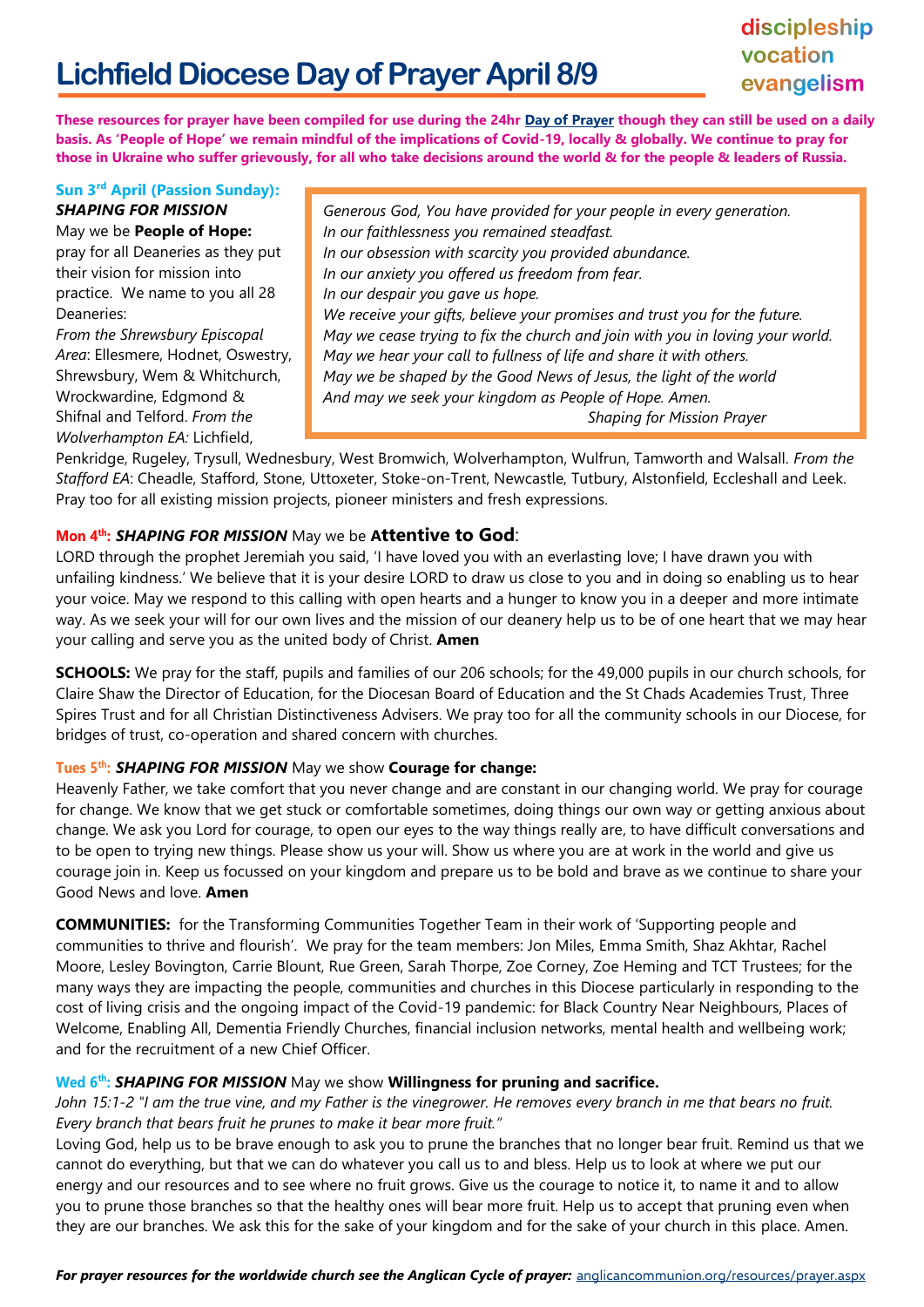# Lichfield Diocese Day of Prayer April 8/9

discipleship
vocation
evangelism

**These resources for prayer have been compiled for use during the 24hr Day of Prayer though they can still be used on a daily basis. As 'People of Hope' we remain mindful of the implications of Covid-19, locally & globally. We continue to pray for those in Ukraine who suffer grievously, for all who take decisions around the world & for the people & leaders of Russia.**

**Sun 3rd April (Passion Sunday):**
***SHAPING FOR MISSION***

May we be **People of Hope:** pray for all Deaneries as they put their vision for mission into practice. We name to you all 28 Deaneries:
*From the Shrewsbury Episcopal Area*: Ellesmere, Hodnet, Oswestry, Shrewsbury, Wem & Whitchurch, Wrockwardine, Edgmond & Shifnal and Telford. *From the Wolverhampton EA:* Lichfield, Penkridge, Rugeley, Trysull, Wednesbury, West Bromwich, Wolverhampton, Wulfrun, Tamworth and Walsall. *From the Stafford EA*: Cheadle, Stafford, Stone, Uttoxeter, Stoke-on-Trent, Newcastle, Tutbury, Alstonfield, Eccleshall and Leek. Pray too for all existing mission projects, pioneer ministers and fresh expressions.

> *Generous God, You have provided for your people in every generation.*
> *In our faithlessness you remained steadfast.*
> *In our obsession with scarcity you provided abundance.*
> *In our anxiety you offered us freedom from fear.*
> *In our despair you gave us hope.*
> *We receive your gifts, believe your promises and trust you for the future.*
> *May we cease trying to fix the church and join with you in loving your world.*
> *May we hear your call to fullness of life and share it with others.*
> *May we be shaped by the Good News of Jesus, the light of the world*
> *And may we seek your kingdom as People of Hope. Amen.*
> *Shaping for Mission Prayer*

**Mon 4th: *SHAPING FOR MISSION*** May we be **Attentive to God**:

LORD through the prophet Jeremiah you said, 'I have loved you with an everlasting love; I have drawn you with unfailing kindness.' We believe that it is your desire LORD to draw us close to you and in doing so enabling us to hear your voice. May we respond to this calling with open hearts and a hunger to know you in a deeper and more intimate way. As we seek your will for our own lives and the mission of our deanery help us to be of one heart that we may hear your calling and serve you as the united body of Christ. **Amen**

**SCHOOLS:** We pray for the staff, pupils and families of our 206 schools; for the 49,000 pupils in our church schools, for Claire Shaw the Director of Education, for the Diocesan Board of Education and the St Chads Academies Trust, Three Spires Trust and for all Christian Distinctiveness Advisers. We pray too for all the community schools in our Diocese, for bridges of trust, co-operation and shared concern with churches.

**Tues 5th: *SHAPING FOR MISSION*** May we show **Courage for change:**

Heavenly Father, we take comfort that you never change and are constant in our changing world. We pray for courage for change. We know that we get stuck or comfortable sometimes, doing things our own way or getting anxious about change. We ask you Lord for courage, to open our eyes to the way things really are, to have difficult conversations and to be open to trying new things. Please show us your will. Show us where you are at work in the world and give us courage join in. Keep us focussed on your kingdom and prepare us to be bold and brave as we continue to share your Good News and love. **Amen**

**COMMUNITIES:** for the Transforming Communities Together Team in their work of 'Supporting people and communities to thrive and flourish'. We pray for the team members: Jon Miles, Emma Smith, Shaz Akhtar, Rachel Moore, Lesley Bovington, Carrie Blount, Rue Green, Sarah Thorpe, Zoe Corney, Zoe Heming and TCT Trustees; for the many ways they are impacting the people, communities and churches in this Diocese particularly in responding to the cost of living crisis and the ongoing impact of the Covid-19 pandemic: for Black Country Near Neighbours, Places of Welcome, Enabling All, Dementia Friendly Churches, financial inclusion networks, mental health and wellbeing work; and for the recruitment of a new Chief Officer.

**Wed 6th: *SHAPING FOR MISSION*** May we show **Willingness for pruning and sacrifice.**

*John 15:1-2 "I am the true vine, and my Father is the vinegrower. He removes every branch in me that bears no fruit. Every branch that bears fruit he prunes to make it bear more fruit."*

Loving God, help us to be brave enough to ask you to prune the branches that no longer bear fruit. Remind us that we cannot do everything, but that we can do whatever you call us to and bless. Help us to look at where we put our energy and our resources and to see where no fruit grows. Give us the courage to notice it, to name it and to allow you to prune those branches so that the healthy ones will bear more fruit. Help us to accept that pruning even when they are our branches. We ask this for the sake of your kingdom and for the sake of your church in this place. Amen.

***For prayer resources for the worldwide church see the Anglican Cycle of prayer:*** anglicancommunion.org/resources/prayer.aspx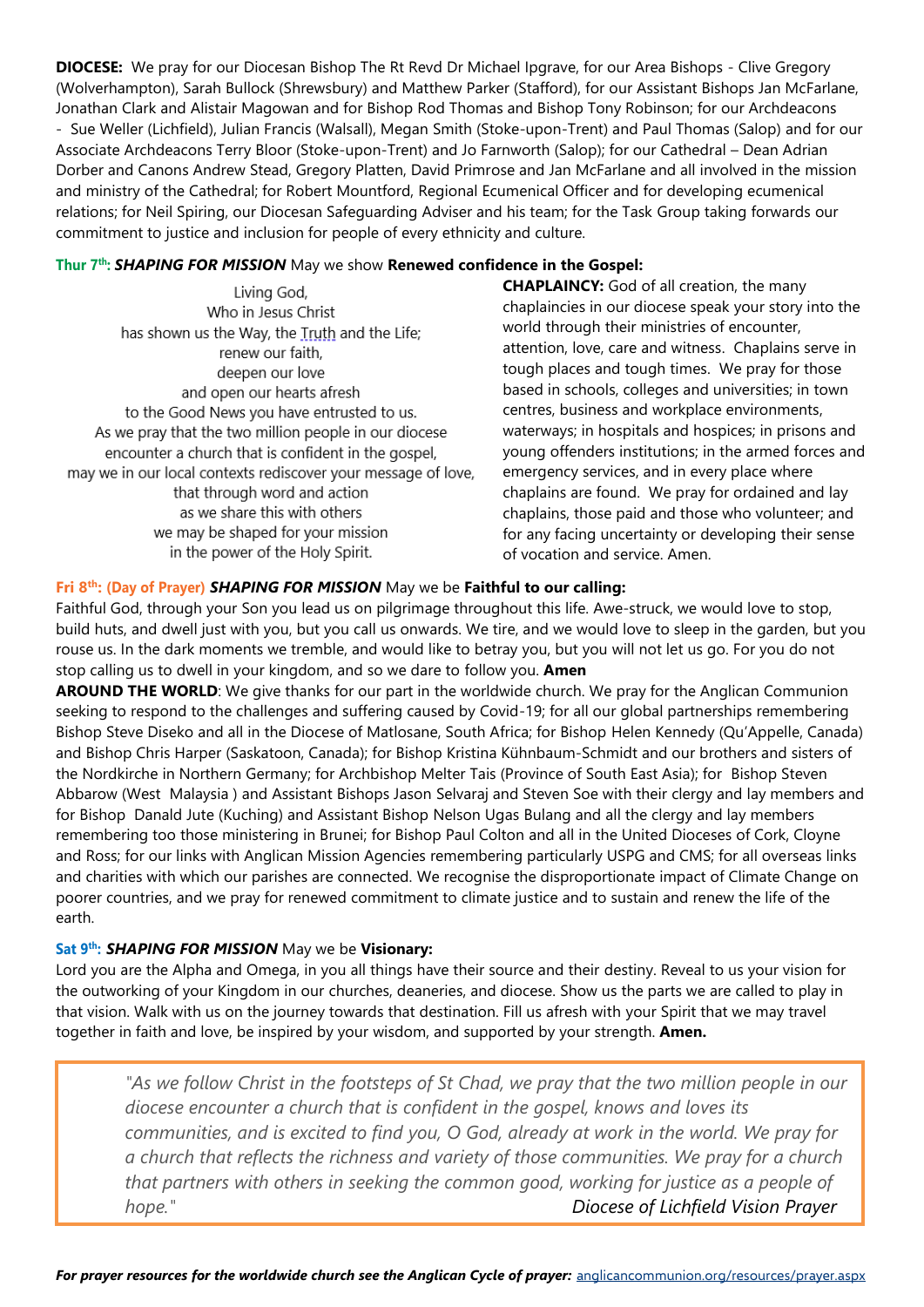**DIOCESE:** We pray for our Diocesan Bishop The Rt Revd Dr Michael Ipgrave, for our Area Bishops - Clive Gregory (Wolverhampton), Sarah Bullock (Shrewsbury) and Matthew Parker (Stafford), for our Assistant Bishops Jan McFarlane, Jonathan Clark and Alistair Magowan and for Bishop Rod Thomas and Bishop Tony Robinson; for our Archdeacons - Sue Weller (Lichfield), Julian Francis (Walsall), Megan Smith (Stoke-upon-Trent) and Paul Thomas (Salop) and for our Associate Archdeacons Terry Bloor (Stoke-upon-Trent) and Jo Farnworth (Salop); for our Cathedral – Dean Adrian Dorber and Canons Andrew Stead, Gregory Platten, David Primrose and Jan McFarlane and all involved in the mission and ministry of the Cathedral; for Robert Mountford, Regional Ecumenical Officer and for developing ecumenical relations; for Neil Spiring, our Diocesan Safeguarding Adviser and his team; for the Task Group taking forwards our commitment to justice and inclusion for people of every ethnicity and culture.

**Thur 7th: *SHAPING FOR MISSION*** May we show **Renewed confidence in the Gospel:**

Living God,
Who in Jesus Christ
has shown us the Way, the Truth and the Life;
renew our faith,
deepen our love
and open our hearts afresh
to the Good News you have entrusted to us.
As we pray that the two million people in our diocese
encounter a church that is confident in the gospel,
may we in our local contexts rediscover your message of love,
that through word and action
as we share this with others
we may be shaped for your mission
in the power of the Holy Spirit.

**CHAPLAINCY:** God of all creation, the many chaplaincies in our diocese speak your story into the world through their ministries of encounter, attention, love, care and witness. Chaplains serve in tough places and tough times. We pray for those based in schools, colleges and universities; in town centres, business and workplace environments, waterways; in hospitals and hospices; in prisons and young offenders institutions; in the armed forces and emergency services, and in every place where chaplains are found. We pray for ordained and lay chaplains, those paid and those who volunteer; and for any facing uncertainty or developing their sense of vocation and service. Amen.

**Fri 8th: (Day of Prayer) *SHAPING FOR MISSION*** May we be **Faithful to our calling:**

Faithful God, through your Son you lead us on pilgrimage throughout this life. Awe-struck, we would love to stop, build huts, and dwell just with you, but you call us onwards. We tire, and we would love to sleep in the garden, but you rouse us. In the dark moments we tremble, and would like to betray you, but you will not let us go. For you do not stop calling us to dwell in your kingdom, and so we dare to follow you. **Amen**

**AROUND THE WORLD**: We give thanks for our part in the worldwide church. We pray for the Anglican Communion seeking to respond to the challenges and suffering caused by Covid-19; for all our global partnerships remembering Bishop Steve Diseko and all in the Diocese of Matlosane, South Africa; for Bishop Helen Kennedy (Qu'Appelle, Canada) and Bishop Chris Harper (Saskatoon, Canada); for Bishop Kristina Kühnbaum-Schmidt and our brothers and sisters of the Nordkirche in Northern Germany; for Archbishop Melter Tais (Province of South East Asia); for Bishop Steven Abbarow (West Malaysia ) and Assistant Bishops Jason Selvaraj and Steven Soe with their clergy and lay members and for Bishop Danald Jute (Kuching) and Assistant Bishop Nelson Ugas Bulang and all the clergy and lay members remembering too those ministering in Brunei; for Bishop Paul Colton and all in the United Dioceses of Cork, Cloyne and Ross; for our links with Anglican Mission Agencies remembering particularly USPG and CMS; for all overseas links and charities with which our parishes are connected. We recognise the disproportionate impact of Climate Change on poorer countries, and we pray for renewed commitment to climate justice and to sustain and renew the life of the earth.

**Sat 9th: *SHAPING FOR MISSION*** May we be **Visionary:**

Lord you are the Alpha and Omega, in you all things have their source and their destiny. Reveal to us your vision for the outworking of your Kingdom in our churches, deaneries, and diocese. Show us the parts we are called to play in that vision. Walk with us on the journey towards that destination. Fill us afresh with your Spirit that we may travel together in faith and love, be inspired by your wisdom, and supported by your strength. **Amen.**

> *"As we follow Christ in the footsteps of St Chad, we pray that the two million people in our diocese encounter a church that is confident in the gospel, knows and loves its communities, and is excited to find you, O God, already at work in the world. We pray for a church that reflects the richness and variety of those communities. We pray for a church that partners with others in seeking the common good, working for justice as a people of hope."*
> *Diocese of Lichfield Vision Prayer*

***For prayer resources for the worldwide church see the Anglican Cycle of prayer:*** anglicancommunion.org/resources/prayer.aspx